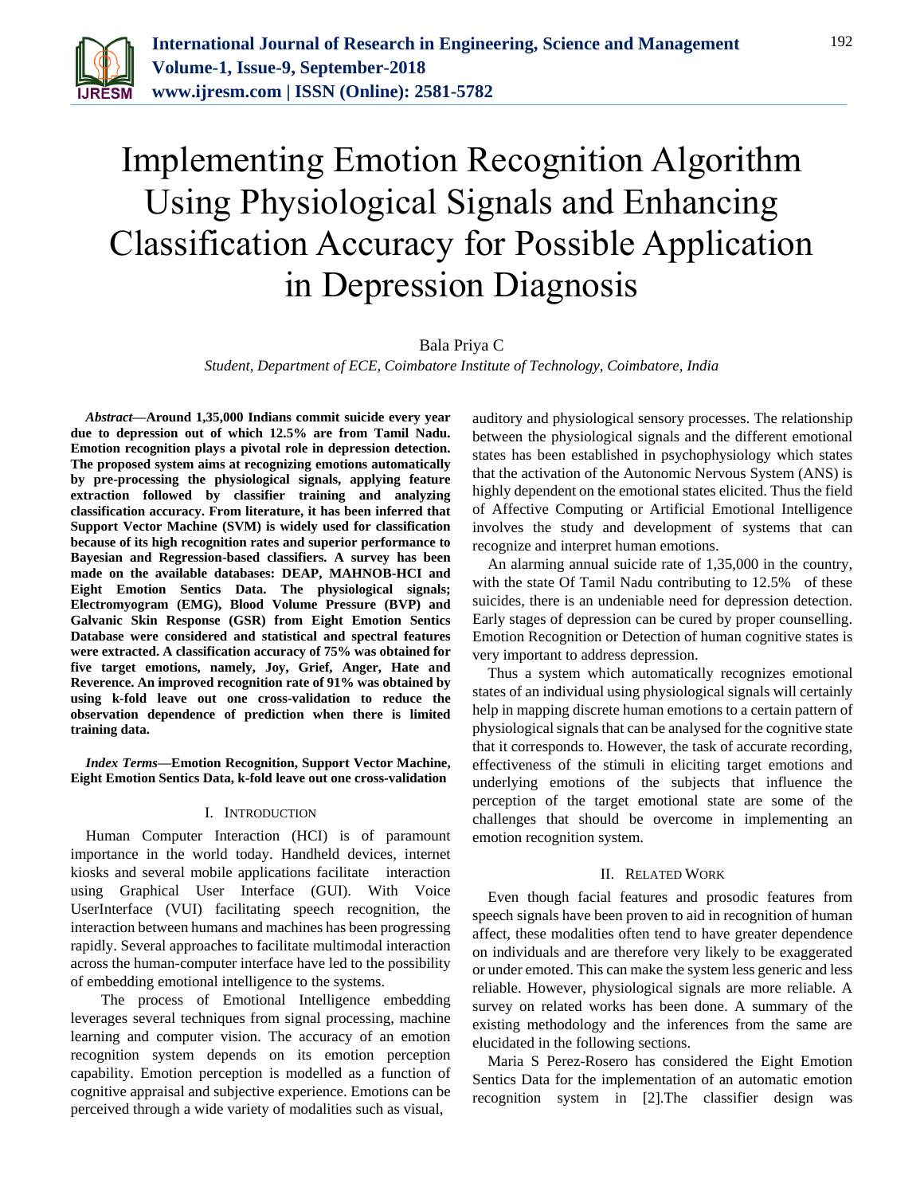# Implementing Emotion Recognition Algorithm Using Physiological Signals and Enhancing Classification Accuracy for Possible Application in Depression Diagnosis

Bala Priya C

*Student, Department of ECE, Coimbatore Institute of Technology, Coimbatore, India*

***Abstract*—Around 1,35,000 Indians commit suicide every year due to depression out of which 12.5% are from Tamil Nadu. Emotion recognition plays a pivotal role in depression detection. The proposed system aims at recognizing emotions automatically by pre-processing the physiological signals, applying feature extraction followed by classifier training and analyzing classification accuracy. From literature, it has been inferred that Support Vector Machine (SVM) is widely used for classification because of its high recognition rates and superior performance to Bayesian and Regression-based classifiers. A survey has been made on the available databases: DEAP, MAHNOB-HCI and Eight Emotion Sentics Data. The physiological signals; Electromyogram (EMG), Blood Volume Pressure (BVP) and Galvanic Skin Response (GSR) from Eight Emotion Sentics Database were considered and statistical and spectral features were extracted. A classification accuracy of 75% was obtained for five target emotions, namely, Joy, Grief, Anger, Hate and Reverence. An improved recognition rate of 91% was obtained by using k-fold leave out one cross-validation to reduce the observation dependence of prediction when there is limited training data.**

***Index Terms*—Emotion Recognition, Support Vector Machine, Eight Emotion Sentics Data, k-fold leave out one cross-validation**

## I. Introduction

Human Computer Interaction (HCI) is of paramount importance in the world today. Handheld devices, internet kiosks and several mobile applications facilitate interaction using Graphical User Interface (GUI). With Voice UserInterface (VUI) facilitating speech recognition, the interaction between humans and machines has been progressing rapidly. Several approaches to facilitate multimodal interaction across the human-computer interface have led to the possibility of embedding emotional intelligence to the systems.

The process of Emotional Intelligence embedding leverages several techniques from signal processing, machine learning and computer vision. The accuracy of an emotion recognition system depends on its emotion perception capability. Emotion perception is modelled as a function of cognitive appraisal and subjective experience. Emotions can be perceived through a wide variety of modalities such as visual, auditory and physiological sensory processes. The relationship between the physiological signals and the different emotional states has been established in psychophysiology which states that the activation of the Autonomic Nervous System (ANS) is highly dependent on the emotional states elicited. Thus the field of Affective Computing or Artificial Emotional Intelligence involves the study and development of systems that can recognize and interpret human emotions.

An alarming annual suicide rate of 1,35,000 in the country, with the state Of Tamil Nadu contributing to 12.5% of these suicides, there is an undeniable need for depression detection. Early stages of depression can be cured by proper counselling. Emotion Recognition or Detection of human cognitive states is very important to address depression.

Thus a system which automatically recognizes emotional states of an individual using physiological signals will certainly help in mapping discrete human emotions to a certain pattern of physiological signals that can be analysed for the cognitive state that it corresponds to. However, the task of accurate recording, effectiveness of the stimuli in eliciting target emotions and underlying emotions of the subjects that influence the perception of the target emotional state are some of the challenges that should be overcome in implementing an emotion recognition system.

## II. Related Work

Even though facial features and prosodic features from speech signals have been proven to aid in recognition of human affect, these modalities often tend to have greater dependence on individuals and are therefore very likely to be exaggerated or under emoted. This can make the system less generic and less reliable. However, physiological signals are more reliable. A survey on related works has been done. A summary of the existing methodology and the inferences from the same are elucidated in the following sections.

Maria S Perez-Rosero has considered the Eight Emotion Sentics Data for the implementation of an automatic emotion recognition system in [2].The classifier design was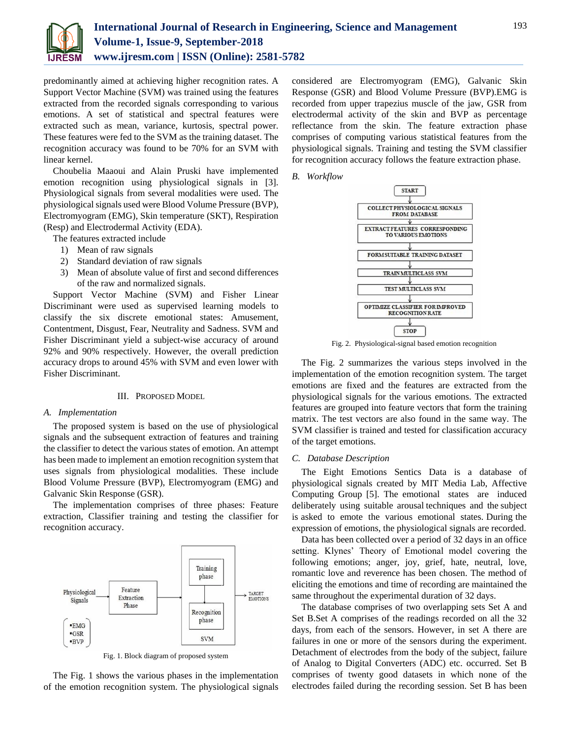predominantly aimed at achieving higher recognition rates. A Support Vector Machine (SVM) was trained using the features extracted from the recorded signals corresponding to various emotions. A set of statistical and spectral features were extracted such as mean, variance, kurtosis, spectral power. These features were fed to the SVM as the training dataset. The recognition accuracy was found to be 70% for an SVM with linear kernel.

Choubelia Maaoui and Alain Pruski have implemented emotion recognition using physiological signals in [3]. Physiological signals from several modalities were used. The physiological signals used were Blood Volume Pressure (BVP), Electromyogram (EMG), Skin temperature (SKT), Respiration (Resp) and Electrodermal Activity (EDA).

The features extracted include

1) Mean of raw signals
2) Standard deviation of raw signals
3) Mean of absolute value of first and second differences of the raw and normalized signals.

Support Vector Machine (SVM) and Fisher Linear Discriminant were used as supervised learning models to classify the six discrete emotional states: Amusement, Contentment, Disgust, Fear, Neutrality and Sadness. SVM and Fisher Discriminant yield a subject-wise accuracy of around 92% and 90% respectively. However, the overall prediction accuracy drops to around 45% with SVM and even lower with Fisher Discriminant.

## III. Proposed Model

### A. Implementation

The proposed system is based on the use of physiological signals and the subsequent extraction of features and training the classifier to detect the various states of emotion. An attempt has been made to implement an emotion recognition system that uses signals from physiological modalities. These include Blood Volume Pressure (BVP), Electromyogram (EMG) and Galvanic Skin Response (GSR).

The implementation comprises of three phases: Feature extraction, Classifier training and testing the classifier for recognition accuracy.

Fig. 1. Block diagram of proposed system

The Fig. 1 shows the various phases in the implementation of the emotion recognition system. The physiological signals considered are Electromyogram (EMG), Galvanic Skin Response (GSR) and Blood Volume Pressure (BVP).EMG is recorded from upper trapezius muscle of the jaw, GSR from electrodermal activity of the skin and BVP as percentage reflectance from the skin. The feature extraction phase comprises of computing various statistical features from the physiological signals. Training and testing the SVM classifier for recognition accuracy follows the feature extraction phase.

### B. Workflow

Fig. 2. Physiological-signal based emotion recognition

The Fig. 2 summarizes the various steps involved in the implementation of the emotion recognition system. The target emotions are fixed and the features are extracted from the physiological signals for the various emotions. The extracted features are grouped into feature vectors that form the training matrix. The test vectors are also found in the same way. The SVM classifier is trained and tested for classification accuracy of the target emotions.

### C. Database Description

The Eight Emotions Sentics Data is a database of physiological signals created by MIT Media Lab, Affective Computing Group [5]. The emotional states are induced deliberately using suitable arousal techniques and the subject is asked to emote the various emotional states. During the expression of emotions, the physiological signals are recorded.

Data has been collected over a period of 32 days in an office setting. Klynes' Theory of Emotional model covering the following emotions; anger, joy, grief, hate, neutral, love, romantic love and reverence has been chosen. The method of eliciting the emotions and time of recording are maintained the same throughout the experimental duration of 32 days.

The database comprises of two overlapping sets Set A and Set B.Set A comprises of the readings recorded on all the 32 days, from each of the sensors. However, in set A there are failures in one or more of the sensors during the experiment. Detachment of electrodes from the body of the subject, failure of Analog to Digital Converters (ADC) etc. occurred. Set B comprises of twenty good datasets in which none of the electrodes failed during the recording session. Set B has been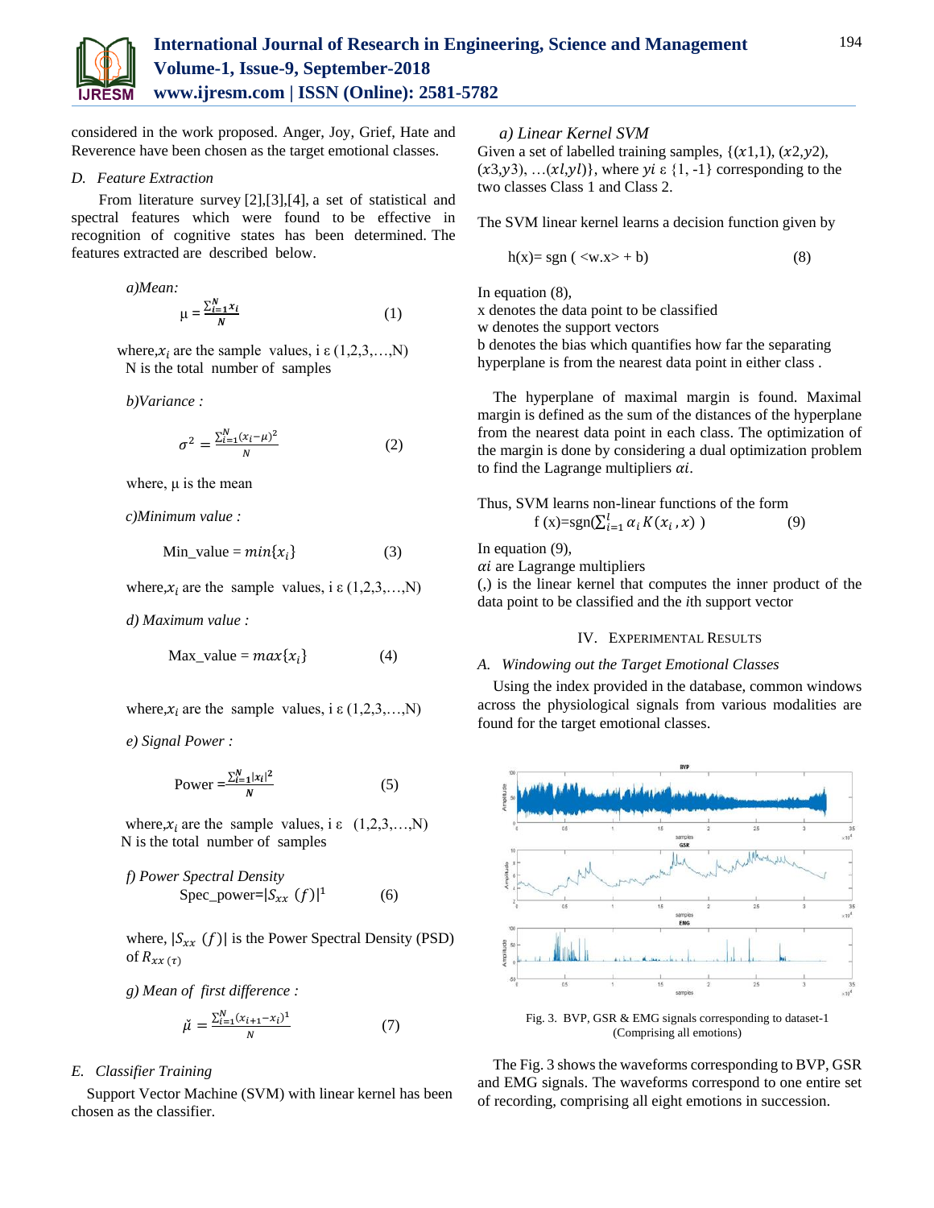considered in the work proposed. Anger, Joy, Grief, Hate and Reverence have been chosen as the target emotional classes.

### D. Feature Extraction

From literature survey [2],[3],[4], a set of statistical and spectral features which were found to be effective in recognition of cognitive states has been determined. The features extracted are described below.

*a)Mean:*

$$\mu = \frac{\sum_{i=1}^{N} x_i}{N} \qquad (1)$$

where, $x_i$ are the sample values, i ε (1,2,3,…,N)
N is the total number of samples

*b)Variance :*

$$\sigma^2 = \frac{\sum_{i=1}^{N}(x_i - \mu)^2}{N} \qquad (2)$$

where, μ is the mean

*c)Minimum value :*

$$\text{Min\_value} = min\{x_i\} \qquad (3)$$

where, $x_i$ are the sample values, i ε (1,2,3,…,N)

*d) Maximum value :*

$$\text{Max\_value} = max\{x_i\} \qquad (4)$$

where, $x_i$ are the sample values, i ε (1,2,3,…,N)

*e) Signal Power :*

$$\text{Power} = \frac{\sum_{i=1}^{N} |x_i|^2}{N} \qquad (5)$$

where, $x_i$ are the sample values, i ε (1,2,3,…,N)
N is the total number of samples

*f) Power Spectral Density*

$$\text{Spec\_power} = |S_{xx}\ (f)|^1 \qquad (6)$$

where, $|S_{xx}\ (f)|$ is the Power Spectral Density (PSD) of $R_{xx\ (\tau)}$

*g) Mean of first difference :*

$$\check{\mu} = \frac{\sum_{i=1}^{N}(x_{i+1} - x_i)^1}{N} \qquad (7)$$

### E. Classifier Training

Support Vector Machine (SVM) with linear kernel has been chosen as the classifier.

*a) Linear Kernel SVM*

Given a set of labelled training samples, {($x$1,1), ($x$2,$y$2), ($x$3,$y$3), …($xl$,$yl$)}, where $yi$ ε {1, -1} corresponding to the two classes Class 1 and Class 2.

The SVM linear kernel learns a decision function given by

$$h(x) = \text{sgn}\ (<w.x> + b) \qquad (8)$$

In equation (8),
x denotes the data point to be classified
w denotes the support vectors
b denotes the bias which quantifies how far the separating hyperplane is from the nearest data point in either class .

The hyperplane of maximal margin is found. Maximal margin is defined as the sum of the distances of the hyperplane from the nearest data point in each class. The optimization of the margin is done by considering a dual optimization problem to find the Lagrange multipliers $\alpha i$.

Thus, SVM learns non-linear functions of the form

$$f\ (x) = \text{sgn}(\textstyle\sum_{i=1}^{l} \alpha_i\, K(x_i\,, x)\ ) \qquad (9)$$

In equation (9),
$\alpha i$ are Lagrange multipliers
(,) is the linear kernel that computes the inner product of the data point to be classified and the *i*th support vector

## IV. Experimental Results

### A. Windowing out the Target Emotional Classes

Using the index provided in the database, common windows across the physiological signals from various modalities are found for the target emotional classes.

Fig. 3. BVP, GSR & EMG signals corresponding to dataset-1 (Comprising all emotions)

The Fig. 3 shows the waveforms corresponding to BVP, GSR and EMG signals. The waveforms correspond to one entire set of recording, comprising all eight emotions in succession.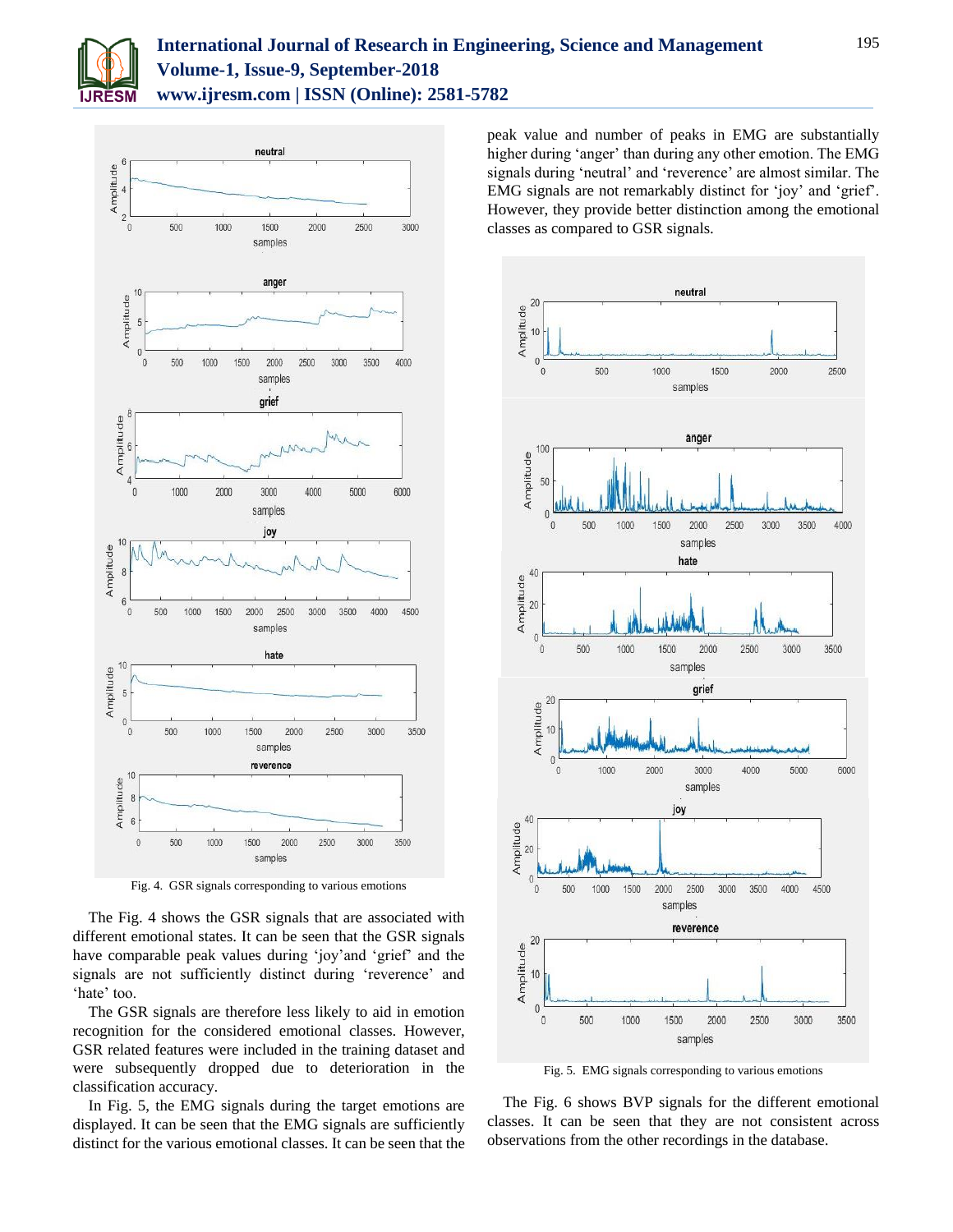Fig. 4. GSR signals corresponding to various emotions

The Fig. 4 shows the GSR signals that are associated with different emotional states. It can be seen that the GSR signals have comparable peak values during 'joy'and 'grief' and the signals are not sufficiently distinct during 'reverence' and 'hate' too.

The GSR signals are therefore less likely to aid in emotion recognition for the considered emotional classes. However, GSR related features were included in the training dataset and were subsequently dropped due to deterioration in the classification accuracy.

In Fig. 5, the EMG signals during the target emotions are displayed. It can be seen that the EMG signals are sufficiently distinct for the various emotional classes. It can be seen that the peak value and number of peaks in EMG are substantially higher during 'anger' than during any other emotion. The EMG signals during 'neutral' and 'reverence' are almost similar. The EMG signals are not remarkably distinct for 'joy' and 'grief'. However, they provide better distinction among the emotional classes as compared to GSR signals.

Fig. 5. EMG signals corresponding to various emotions

The Fig. 6 shows BVP signals for the different emotional classes. It can be seen that they are not consistent across observations from the other recordings in the database.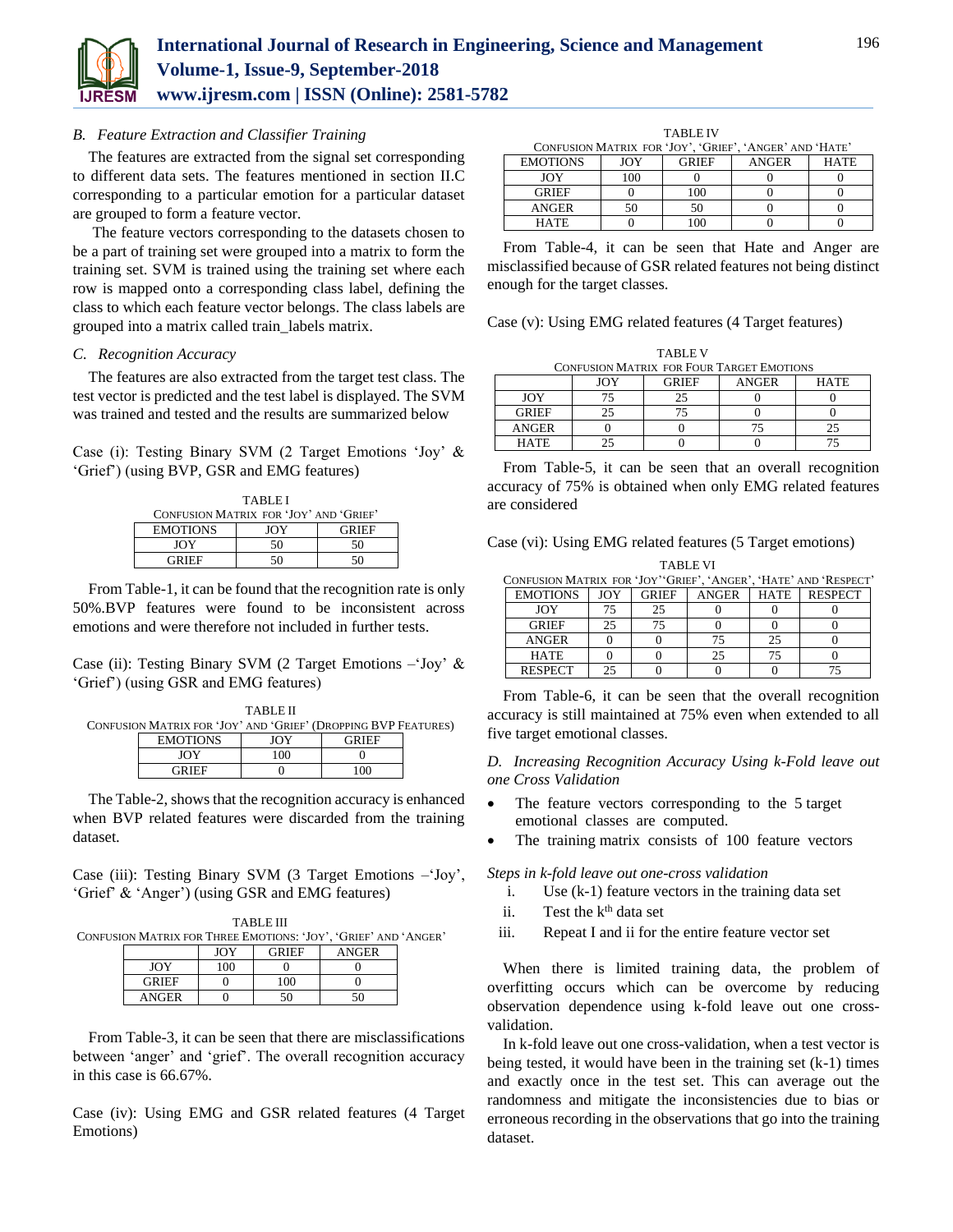### B. *Feature Extraction and Classifier Training*

The features are extracted from the signal set corresponding to different data sets. The features mentioned in section II.C corresponding to a particular emotion for a particular dataset are grouped to form a feature vector.

The feature vectors corresponding to the datasets chosen to be a part of training set were grouped into a matrix to form the training set. SVM is trained using the training set where each row is mapped onto a corresponding class label, defining the class to which each feature vector belongs. The class labels are grouped into a matrix called train_labels matrix.

### C. *Recognition Accuracy*

The features are also extracted from the target test class. The test vector is predicted and the test label is displayed. The SVM was trained and tested and the results are summarized below

Case (i): Testing Binary SVM (2 Target Emotions 'Joy' & 'Grief') (using BVP, GSR and EMG features)

TABLE I
CONFUSION MATRIX FOR 'JOY' AND 'GRIEF'

| EMOTIONS | JOY | GRIEF |
|---|---|---|
| JOY | 50 | 50 |
| GRIEF | 50 | 50 |

From Table-1, it can be found that the recognition rate is only 50%.BVP features were found to be inconsistent across emotions and were therefore not included in further tests.

Case (ii): Testing Binary SVM (2 Target Emotions –'Joy' & 'Grief') (using GSR and EMG features)

TABLE II
CONFUSION MATRIX FOR 'JOY' AND 'GRIEF' (DROPPING BVP FEATURES)

| EMOTIONS | JOY | GRIEF |
|---|---|---|
| JOY | 100 | 0 |
| GRIEF | 0 | 100 |

The Table-2, shows that the recognition accuracy is enhanced when BVP related features were discarded from the training dataset.

Case (iii): Testing Binary SVM (3 Target Emotions –'Joy', 'Grief' & 'Anger') (using GSR and EMG features)

TABLE III
CONFUSION MATRIX FOR THREE EMOTIONS: 'JOY', 'GRIEF' AND 'ANGER'

| | JOY | GRIEF | ANGER |
|---|---|---|---|
| JOY | 100 | 0 | 0 |
| GRIEF | 0 | 100 | 0 |
| ANGER | 0 | 50 | 50 |

From Table-3, it can be seen that there are misclassifications between 'anger' and 'grief'. The overall recognition accuracy in this case is 66.67%.

Case (iv): Using EMG and GSR related features (4 Target Emotions)

TABLE IV
CONFUSION MATRIX FOR 'JOY', 'GRIEF', 'ANGER' AND 'HATE'

| EMOTIONS | JOY | GRIEF | ANGER | HATE |
|---|---|---|---|---|
| JOY | 100 | 0 | 0 | 0 |
| GRIEF | 0 | 100 | 0 | 0 |
| ANGER | 50 | 50 | 0 | 0 |
| HATE | 0 | 100 | 0 | 0 |

From Table-4, it can be seen that Hate and Anger are misclassified because of GSR related features not being distinct enough for the target classes.

Case (v): Using EMG related features (4 Target features)

TABLE V
CONFUSION MATRIX FOR FOUR TARGET EMOTIONS

| | JOY | GRIEF | ANGER | HATE |
|---|---|---|---|---|
| JOY | 75 | 25 | 0 | 0 |
| GRIEF | 25 | 75 | 0 | 0 |
| ANGER | 0 | 0 | 75 | 25 |
| HATE | 25 | 0 | 0 | 75 |

From Table-5, it can be seen that an overall recognition accuracy of 75% is obtained when only EMG related features are considered

Case (vi): Using EMG related features (5 Target emotions)

TABLE VI
CONFUSION MATRIX FOR 'JOY''GRIEF', 'ANGER', 'HATE' AND 'RESPECT'

| EMOTIONS | JOY | GRIEF | ANGER | HATE | RESPECT |
|---|---|---|---|---|---|
| JOY | 75 | 25 | 0 | 0 | 0 |
| GRIEF | 25 | 75 | 0 | 0 | 0 |
| ANGER | 0 | 0 | 75 | 25 | 0 |
| HATE | 0 | 0 | 25 | 75 | 0 |
| RESPECT | 25 | 0 | 0 | 0 | 75 |

From Table-6, it can be seen that the overall recognition accuracy is still maintained at 75% even when extended to all five target emotional classes.

### D. *Increasing Recognition Accuracy Using k-Fold leave out one Cross Validation*

- The feature vectors corresponding to the 5 target emotional classes are computed.
- The training matrix consists of 100 feature vectors

*Steps in k-fold leave out one-cross validation*

i. Use (k-1) feature vectors in the training data set
ii. Test the k[th] data set
iii. Repeat I and ii for the entire feature vector set

When there is limited training data, the problem of overfitting occurs which can be overcome by reducing observation dependence using k-fold leave out one cross-validation.

In k-fold leave out one cross-validation, when a test vector is being tested, it would have been in the training set (k-1) times and exactly once in the test set. This can average out the randomness and mitigate the inconsistencies due to bias or erroneous recording in the observations that go into the training dataset.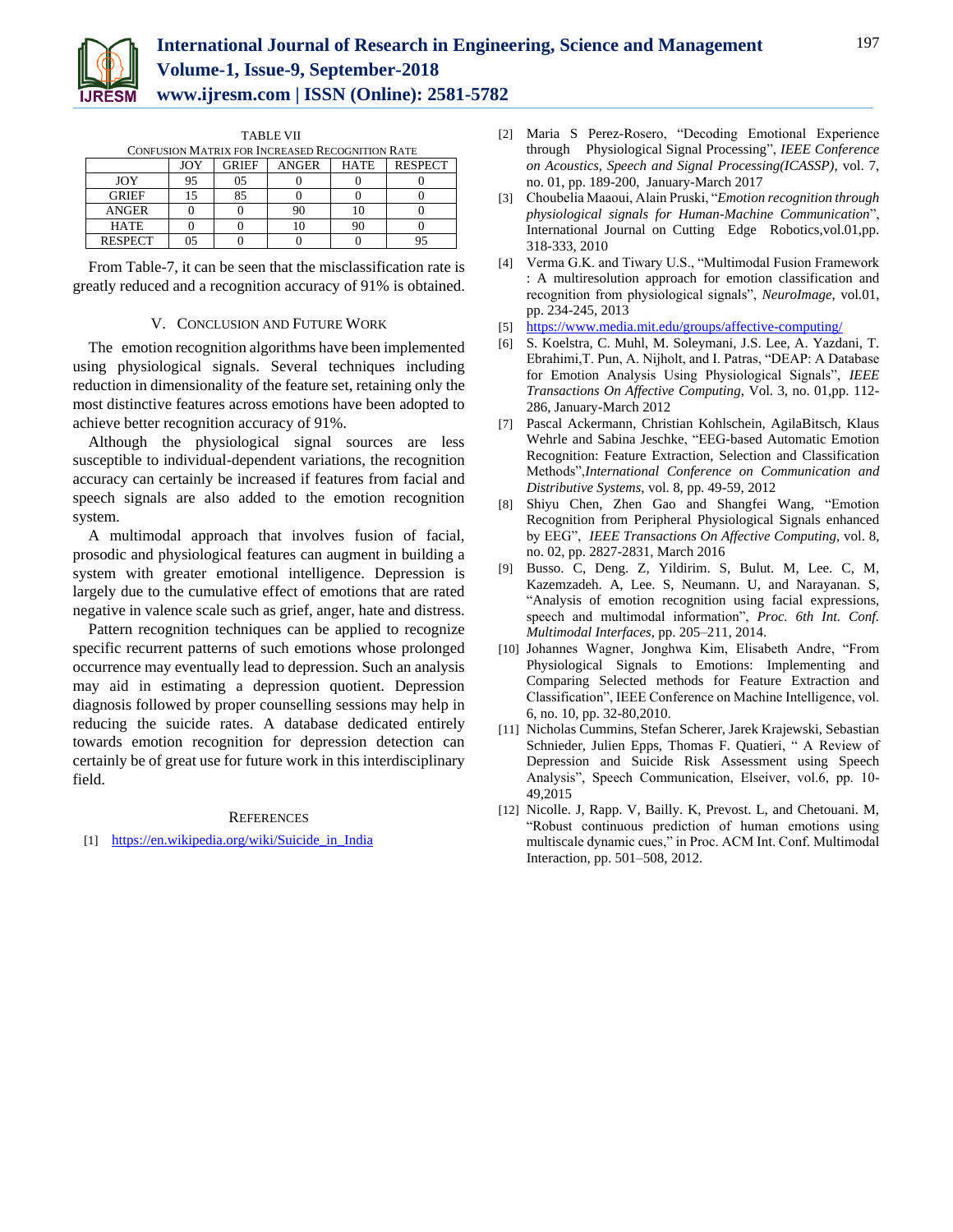TABLE VII

CONFUSION MATRIX FOR INCREASED RECOGNITION RATE

| | JOY | GRIEF | ANGER | HATE | RESPECT |
|---|---|---|---|---|---|
| JOY | 95 | 05 | 0 | 0 | 0 |
| GRIEF | 15 | 85 | 0 | 0 | 0 |
| ANGER | 0 | 0 | 90 | 10 | 0 |
| HATE | 0 | 0 | 10 | 90 | 0 |
| RESPECT | 05 | 0 | 0 | 0 | 95 |

From Table-7, it can be seen that the misclassification rate is greatly reduced and a recognition accuracy of 91% is obtained.

## V. CONCLUSION AND FUTURE WORK

The emotion recognition algorithms have been implemented using physiological signals. Several techniques including reduction in dimensionality of the feature set, retaining only the most distinctive features across emotions have been adopted to achieve better recognition accuracy of 91%.

Although the physiological signal sources are less susceptible to individual-dependent variations, the recognition accuracy can certainly be increased if features from facial and speech signals are also added to the emotion recognition system.

A multimodal approach that involves fusion of facial, prosodic and physiological features can augment in building a system with greater emotional intelligence. Depression is largely due to the cumulative effect of emotions that are rated negative in valence scale such as grief, anger, hate and distress.

Pattern recognition techniques can be applied to recognize specific recurrent patterns of such emotions whose prolonged occurrence may eventually lead to depression. Such an analysis may aid in estimating a depression quotient. Depression diagnosis followed by proper counselling sessions may help in reducing the suicide rates. A database dedicated entirely towards emotion recognition for depression detection can certainly be of great use for future work in this interdisciplinary field.

## REFERENCES

[1] https://en.wikipedia.org/wiki/Suicide_in_India

[2] Maria S Perez-Rosero, "Decoding Emotional Experience through Physiological Signal Processing", *IEEE Conference on Acoustics, Speech and Signal Processing(ICASSP)*, vol. 7, no. 01, pp. 189-200, January-March 2017

[3] Choubelia Maaoui, Alain Pruski, "*Emotion recognition through physiological signals for Human-Machine Communication*", International Journal on Cutting Edge Robotics,vol.01,pp. 318-333, 2010

[4] Verma G.K. and Tiwary U.S., "Multimodal Fusion Framework : A multiresolution approach for emotion classification and recognition from physiological signals", *NeuroImage*, vol.01, pp. 234-245, 2013

[5] https://www.media.mit.edu/groups/affective-computing/

[6] S. Koelstra, C. Muhl, M. Soleymani, J.S. Lee, A. Yazdani, T. Ebrahimi,T. Pun, A. Nijholt, and I. Patras, "DEAP: A Database for Emotion Analysis Using Physiological Signals", *IEEE Transactions On Affective Computing*, Vol. 3, no. 01,pp. 112-286, January-March 2012

[7] Pascal Ackermann, Christian Kohlschein, AgilaBitsch, Klaus Wehrle and Sabina Jeschke, "EEG-based Automatic Emotion Recognition: Feature Extraction, Selection and Classification Methods",*International Conference on Communication and Distributive Systems*, vol. 8, pp. 49-59, 2012

[8] Shiyu Chen, Zhen Gao and Shangfei Wang, "Emotion Recognition from Peripheral Physiological Signals enhanced by EEG", *IEEE Transactions On Affective Computing*, vol. 8, no. 02, pp. 2827-2831, March 2016

[9] Busso. C, Deng. Z, Yildirim. S, Bulut. M, Lee. C, M, Kazemzadeh. A, Lee. S, Neumann. U, and Narayanan. S, "Analysis of emotion recognition using facial expressions, speech and multimodal information", *Proc. 6th Int. Conf. Multimodal Interfaces*, pp. 205–211, 2014.

[10] Johannes Wagner, Jonghwa Kim, Elisabeth Andre, "From Physiological Signals to Emotions: Implementing and Comparing Selected methods for Feature Extraction and Classification", IEEE Conference on Machine Intelligence, vol. 6, no. 10, pp. 32-80,2010.

[11] Nicholas Cummins, Stefan Scherer, Jarek Krajewski, Sebastian Schnieder, Julien Epps, Thomas F. Quatieri, " A Review of Depression and Suicide Risk Assessment using Speech Analysis", Speech Communication, Elseiver, vol.6, pp. 10-49,2015

[12] Nicolle. J, Rapp. V, Bailly. K, Prevost. L, and Chetouani. M, "Robust continuous prediction of human emotions using multiscale dynamic cues," in Proc. ACM Int. Conf. Multimodal Interaction, pp. 501–508, 2012.